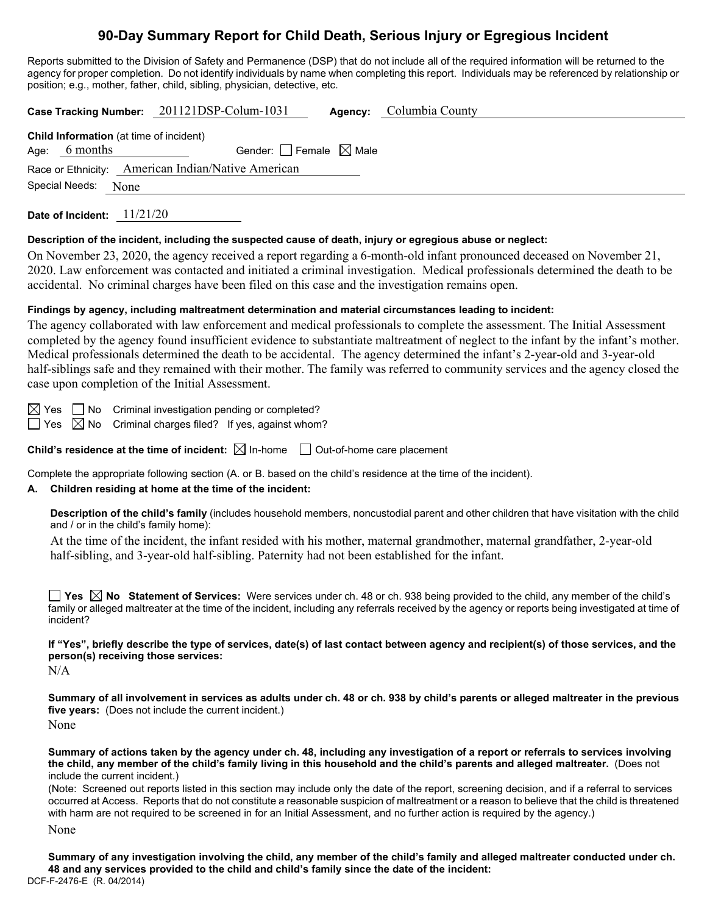# 90-Day Summary Report for Child Death, Serious Injury or Egregious Incident

Reports submitted to the Division of Safety and Permanence (DSP) that do not include all of the required information will be returned to the agency for proper completion. Do not identify individuals by name when completing this report. Individuals may be referenced by relationship or position; e.g., mother, father, child, sibling, physician, detective, etc.

**Case Tracking Number:** 201121DSP-Colum-1031 **Agency:** Columbia County

**Child Information** (at time of incident)
Age: 6 months Gender: ☐ Female ☒ Male
Race or Ethnicity: American Indian/Native American
Special Needs: None

**Date of Incident:** 11/21/20

**Description of the incident, including the suspected cause of death, injury or egregious abuse or neglect:**

On November 23, 2020, the agency received a report regarding a 6-month-old infant pronounced deceased on November 21, 2020. Law enforcement was contacted and initiated a criminal investigation. Medical professionals determined the death to be accidental. No criminal charges have been filed on this case and the investigation remains open.

**Findings by agency, including maltreatment determination and material circumstances leading to incident:**

The agency collaborated with law enforcement and medical professionals to complete the assessment. The Initial Assessment completed by the agency found insufficient evidence to substantiate maltreatment of neglect to the infant by the infant's mother. Medical professionals determined the death to be accidental. The agency determined the infant's 2-year-old and 3-year-old half-siblings safe and they remained with their mother. The family was referred to community services and the agency closed the case upon completion of the Initial Assessment.

☒ Yes ☐ No Criminal investigation pending or completed?
☐ Yes ☒ No Criminal charges filed? If yes, against whom?

**Child's residence at the time of incident:** ☒ In-home ☐ Out-of-home care placement

Complete the appropriate following section (A. or B. based on the child's residence at the time of the incident).

**A. Children residing at home at the time of the incident:**

**Description of the child's family** (includes household members, noncustodial parent and other children that have visitation with the child and / or in the child's family home):

At the time of the incident, the infant resided with his mother, maternal grandmother, maternal grandfather, 2-year-old half-sibling, and 3-year-old half-sibling. Paternity had not been established for the infant.

☐ **Yes** ☒ **No Statement of Services:** Were services under ch. 48 or ch. 938 being provided to the child, any member of the child's family or alleged maltreater at the time of the incident, including any referrals received by the agency or reports being investigated at time of incident?

**If "Yes", briefly describe the type of services, date(s) of last contact between agency and recipient(s) of those services, and the person(s) receiving those services:**

N/A

**Summary of all involvement in services as adults under ch. 48 or ch. 938 by child's parents or alleged maltreater in the previous five years:** (Does not include the current incident.)

None

**Summary of actions taken by the agency under ch. 48, including any investigation of a report or referrals to services involving the child, any member of the child's family living in this household and the child's parents and alleged maltreater.** (Does not include the current incident.)

(Note: Screened out reports listed in this section may include only the date of the report, screening decision, and if a referral to services occurred at Access. Reports that do not constitute a reasonable suspicion of maltreatment or a reason to believe that the child is threatened with harm are not required to be screened in for an Initial Assessment, and no further action is required by the agency.)

None

**Summary of any investigation involving the child, any member of the child's family and alleged maltreater conducted under ch. 48 and any services provided to the child and child's family since the date of the incident:**

DCF-F-2476-E (R. 04/2014)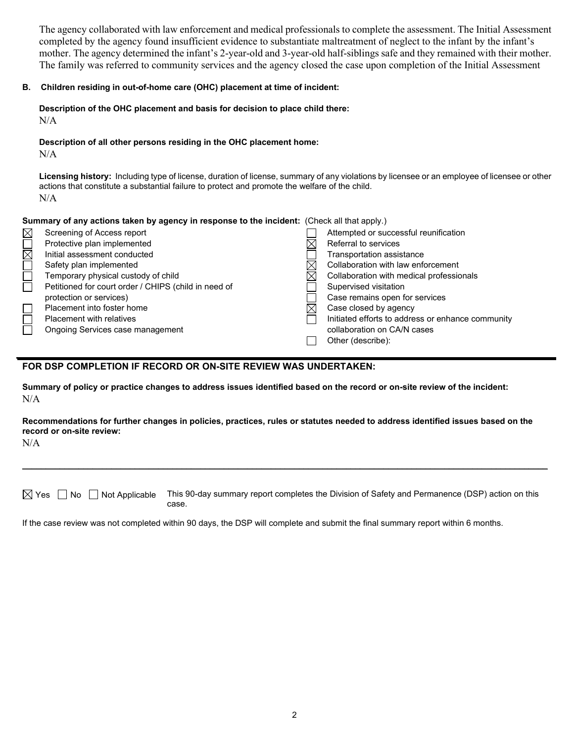The agency collaborated with law enforcement and medical professionals to complete the assessment. The Initial Assessment completed by the agency found insufficient evidence to substantiate maltreatment of neglect to the infant by the infant's mother. The agency determined the infant's 2-year-old and 3-year-old half-siblings safe and they remained with their mother. The family was referred to community services and the agency closed the case upon completion of the Initial Assessment

**B. Children residing in out-of-home care (OHC) placement at time of incident:**

**Description of the OHC placement and basis for decision to place child there:**
N/A

**Description of all other persons residing in the OHC placement home:**
N/A

**Licensing history:** Including type of license, duration of license, summary of any violations by licensee or an employee of licensee or other actions that constitute a substantial failure to protect and promote the welfare of the child.
N/A

**Summary of any actions taken by agency in response to the incident:** (Check all that apply.)

- ☒ Screening of Access report
- ☐ Protective plan implemented
- ☒ Initial assessment conducted
- ☐ Safety plan implemented
- ☐ Temporary physical custody of child
- ☐ Petitioned for court order / CHIPS (child in need of protection or services)
- ☐ Placement into foster home
- ☐ Placement with relatives
- ☐ Ongoing Services case management
- ☐ Attempted or successful reunification
- ☒ Referral to services
- ☐ Transportation assistance
- ☒ Collaboration with law enforcement
- ☒ Collaboration with medical professionals
- ☐ Supervised visitation
- ☐ Case remains open for services
- ☒ Case closed by agency
- ☐ Initiated efforts to address or enhance community collaboration on CA/N cases
- ☐ Other (describe):

---

## FOR DSP COMPLETION IF RECORD OR ON-SITE REVIEW WAS UNDERTAKEN:

**Summary of policy or practice changes to address issues identified based on the record or on-site review of the incident:**
N/A

**Recommendations for further changes in policies, practices, rules or statutes needed to address identified issues based on the record or on-site review:**
N/A

---

☒ Yes ☐ No ☐ Not Applicable This 90-day summary report completes the Division of Safety and Permanence (DSP) action on this case.

If the case review was not completed within 90 days, the DSP will complete and submit the final summary report within 6 months.